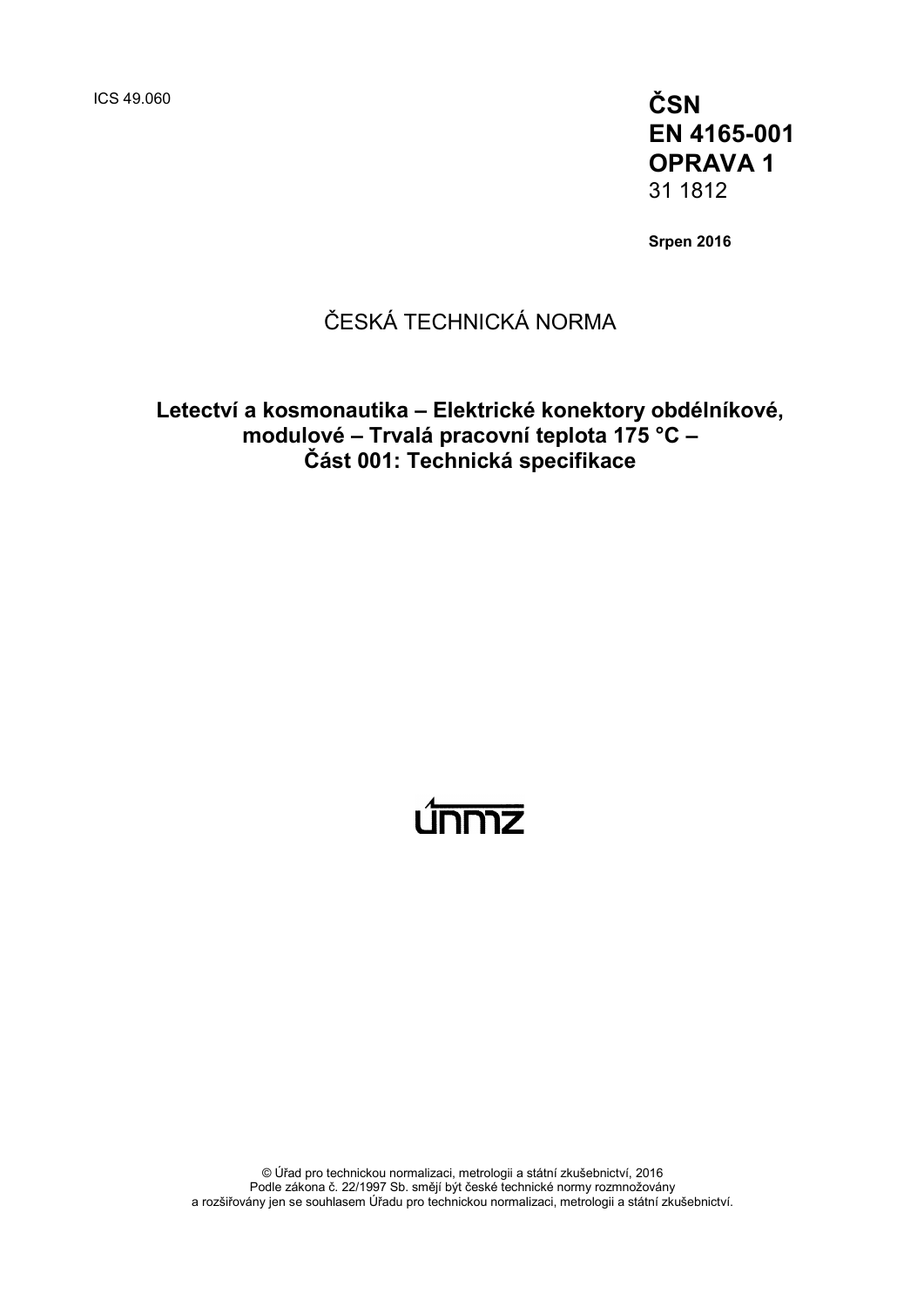ICS 49.060

**ČSN**
**EN 4165-001**
**OPRAVA 1**
31 1812

**Srpen 2016**

ČESKÁ TECHNICKÁ NORMA

# Letectví a kosmonautika – Elektrické konektory obdélníkové, modulové – Trvalá pracovní teplota 175 °C – Část 001: Technická specifikace

únmz

© Úřad pro technickou normalizaci, metrologii a státní zkušebnictví, 2016
Podle zákona č. 22/1997 Sb. smějí být české technické normy rozmnožovány
a rozšiřovány jen se souhlasem Úřadu pro technickou normalizaci, metrologii a státní zkušebnictví.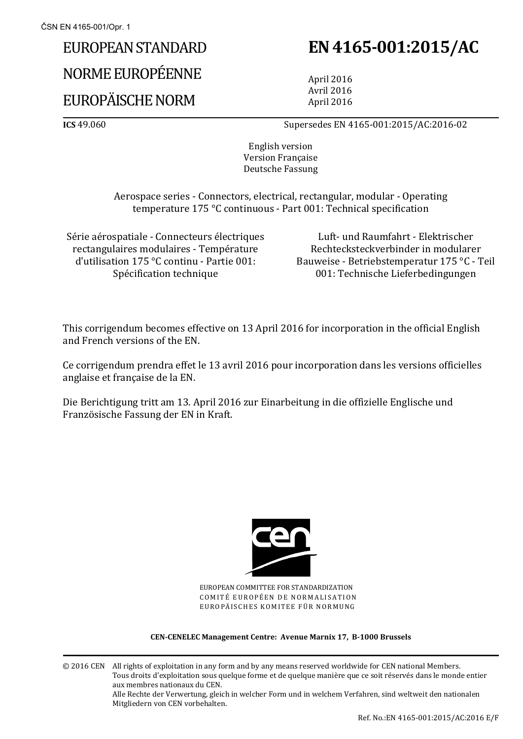EUROPEAN STANDARD

NORME EUROPÉENNE

EUROPÄISCHE NORM

# EN 4165-001:2015/AC

April 2016
Avril 2016
April 2016

**ICS** 49.060

Supersedes EN 4165-001:2015/AC:2016-02

English version
Version Française
Deutsche Fassung

Aerospace series - Connectors, electrical, rectangular, modular - Operating temperature 175 °C continuous - Part 001: Technical specification

Série aérospatiale - Connecteurs électriques rectangulaires modulaires - Température d'utilisation 175 °C continu - Partie 001: Spécification technique

Luft- und Raumfahrt - Elektrischer Rechtecksteckverbinder in modularer Bauweise - Betriebstemperatur 175 °C - Teil 001: Technische Lieferbedingungen

This corrigendum becomes effective on 13 April 2016 for incorporation in the official English and French versions of the EN.

Ce corrigendum prendra effet le 13 avril 2016 pour incorporation dans les versions officielles anglaise et française de la EN.

Die Berichtigung tritt am 13. April 2016 zur Einarbeitung in die offizielle Englische und Französische Fassung der EN in Kraft.

EUROPEAN COMMITTEE FOR STANDARDIZATION
COMITÉ EUROPÉEN DE NORMALISATION
EUROPÄISCHES KOMITEE FÜR NORMUNG

**CEN-CENELEC Management Centre: Avenue Marnix 17, B-1000 Brussels**

© 2016 CEN All rights of exploitation in any form and by any means reserved worldwide for CEN national Members.
Tous droits d'exploitation sous quelque forme et de quelque manière que ce soit réservés dans le monde entier aux membres nationaux du CEN.
Alle Rechte der Verwertung, gleich in welcher Form und in welchem Verfahren, sind weltweit den nationalen Mitgliedern von CEN vorbehalten.

Ref. No.:EN 4165-001:2015/AC:2016 E/F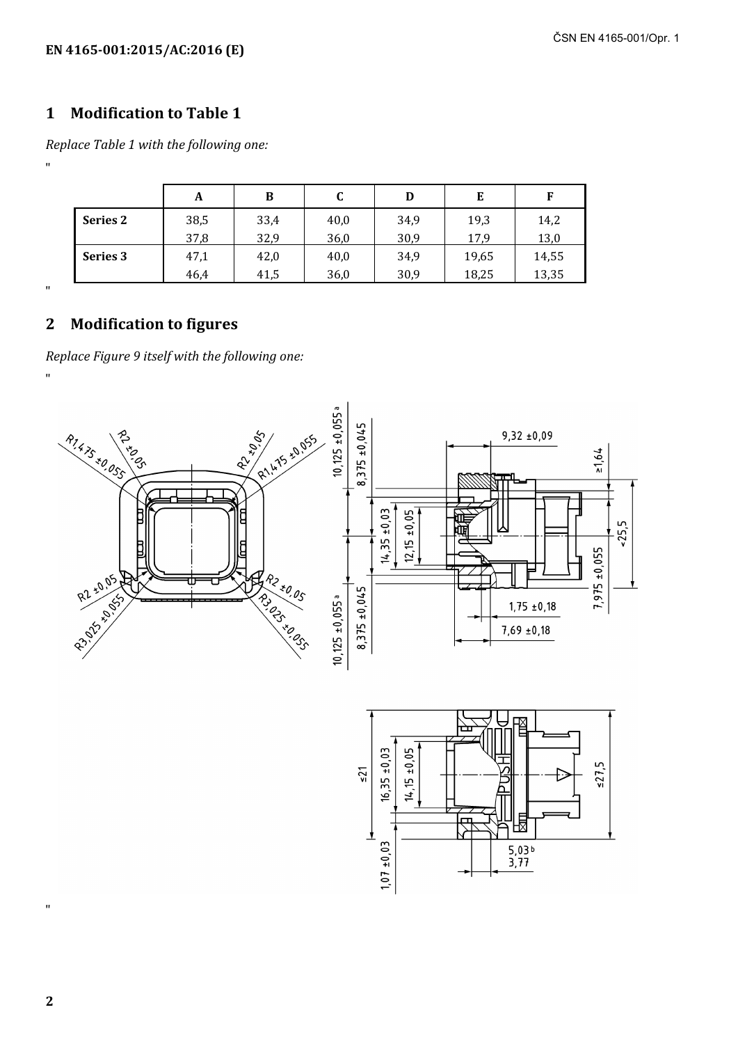## 1 Modification to Table 1

*Replace Table 1 with the following one:*

"

| | A | B | C | D | E | F |
|---|---|---|---|---|---|---|
| **Series 2** | 38,5<br>37,8 | 33,4<br>32,9 | 40,0<br>36,0 | 34,9<br>30,9 | 19,3<br>17,9 | 14,2<br>13,0 |
| **Series 3** | 47,1<br>46,4 | 42,0<br>41,5 | 40,0<br>36,0 | 34,9<br>30,9 | 19,65<br>18,25 | 14,55<br>13,35 |

"

## 2 Modification to figures

*Replace Figure 9 itself with the following one:*

"

"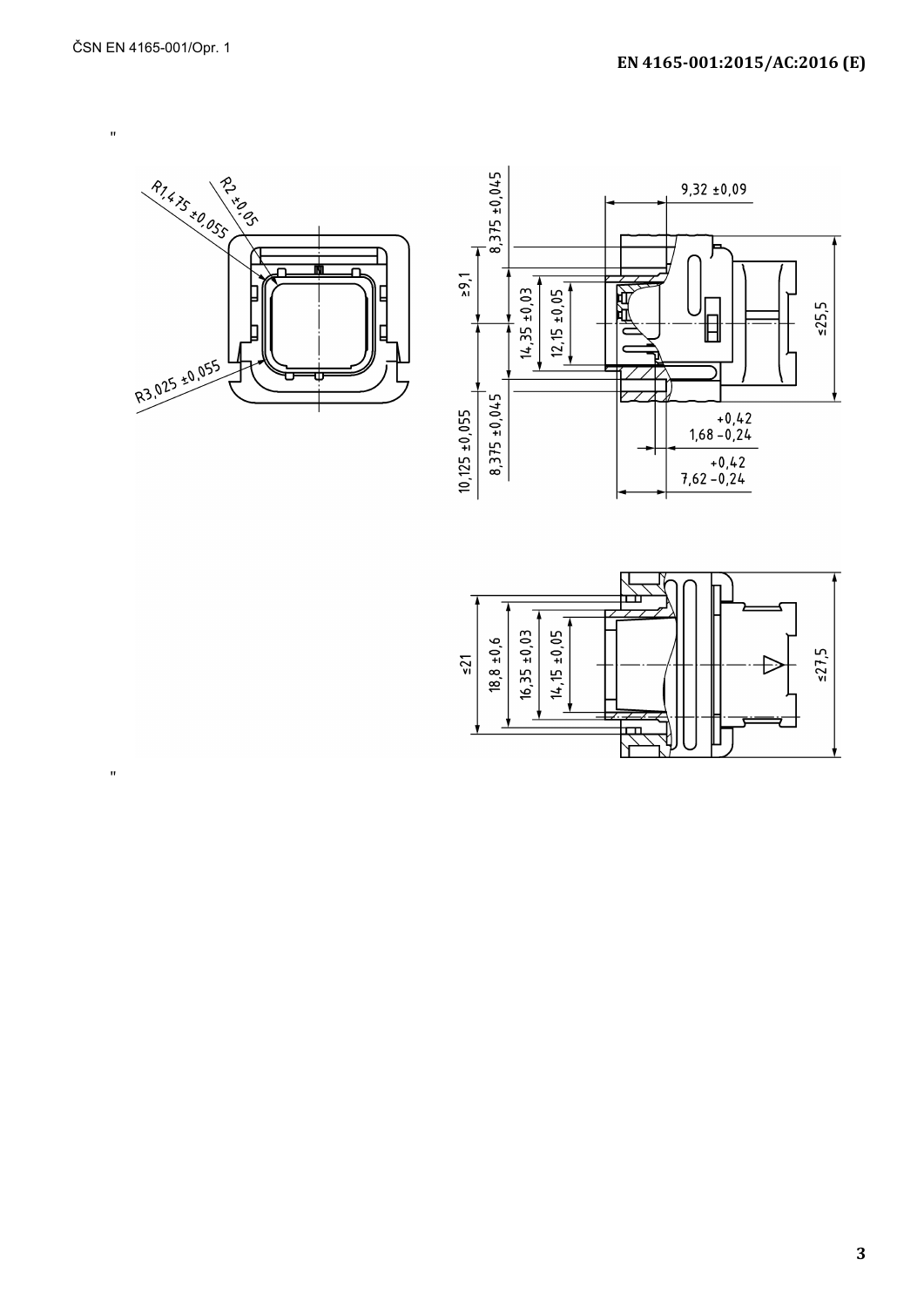"

R1,475 ±0,055

R2 ±0,05

R3,025 ±0,055

9,32 ±0,09

8,375 ±0,045

≥9,1

14,35 ±0,03

12,15 ±0,05

≤25,5

10,125 ±0,055

8,375 ±0,045

$1{,}68^{+0{,}42}_{-0{,}24}$

$7{,}62^{+0{,}42}_{-0{,}24}$

≤21

18,8 ±0,6

16,35 ±0,03

14,15 ±0,05

≤27,5

"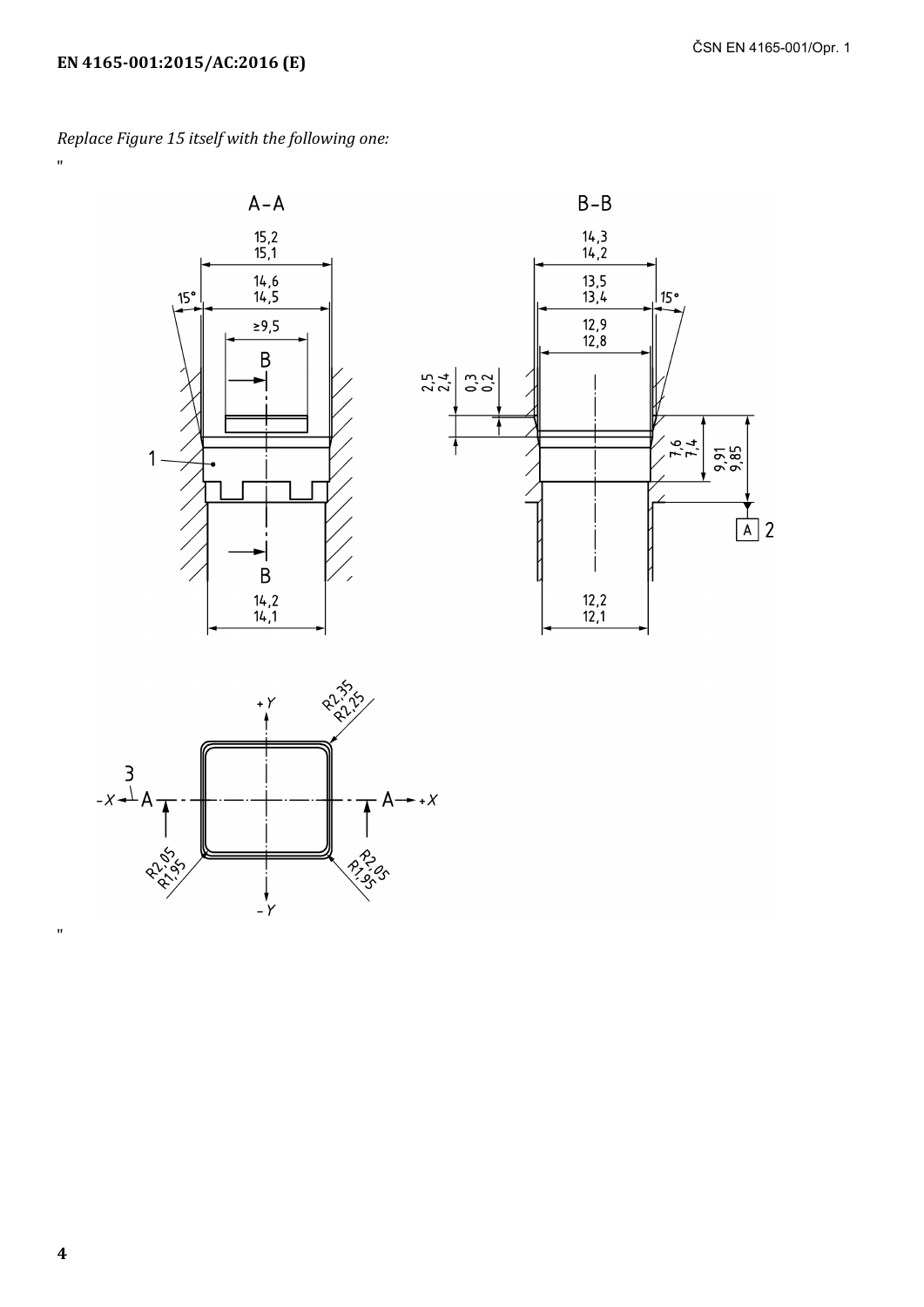*Replace Figure 15 itself with the following one:*

"

"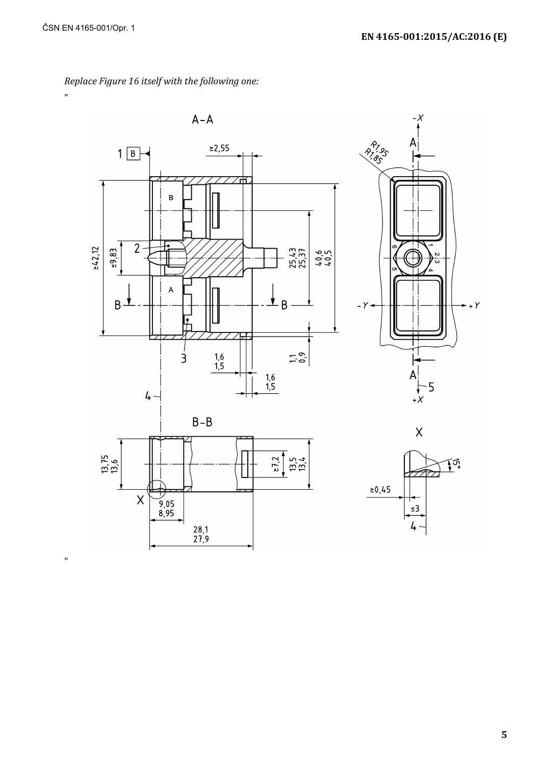*Replace Figure 16 itself with the following one:*

"

"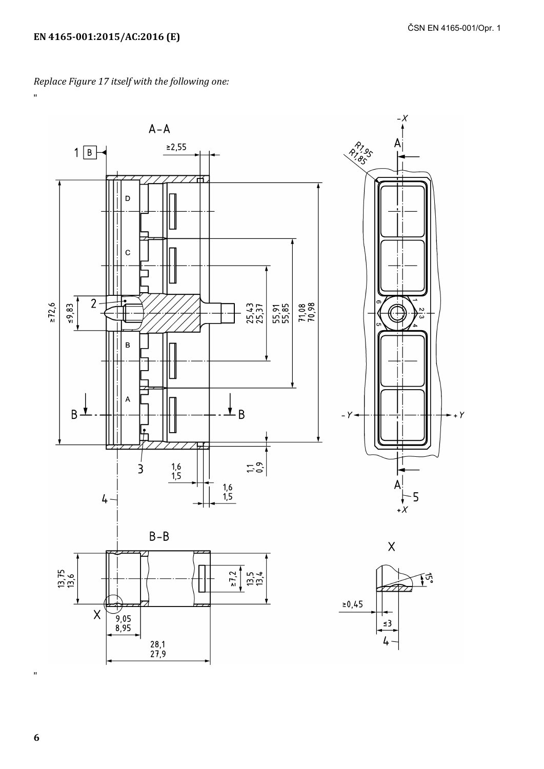*Replace Figure 17 itself with the following one:*

"

"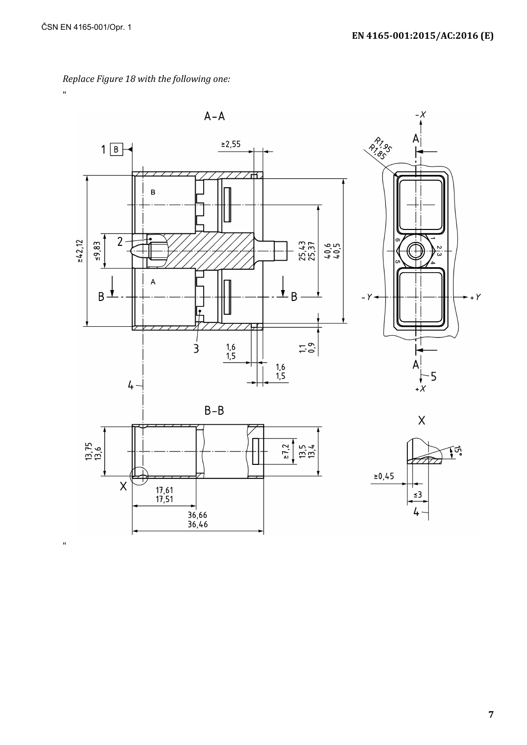*Replace Figure 18 with the following one:*

"

"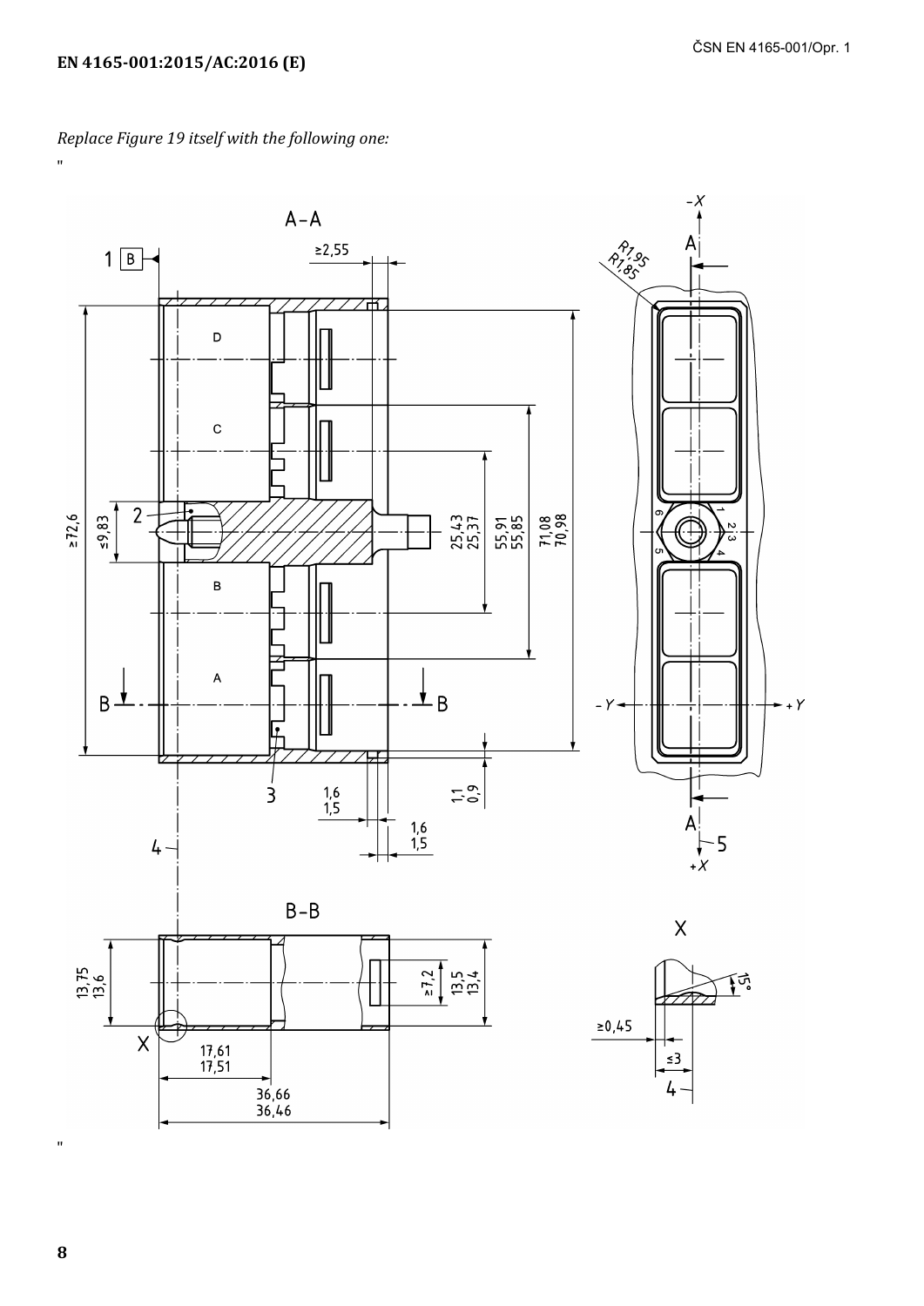*Replace Figure 19 itself with the following one:*

"

"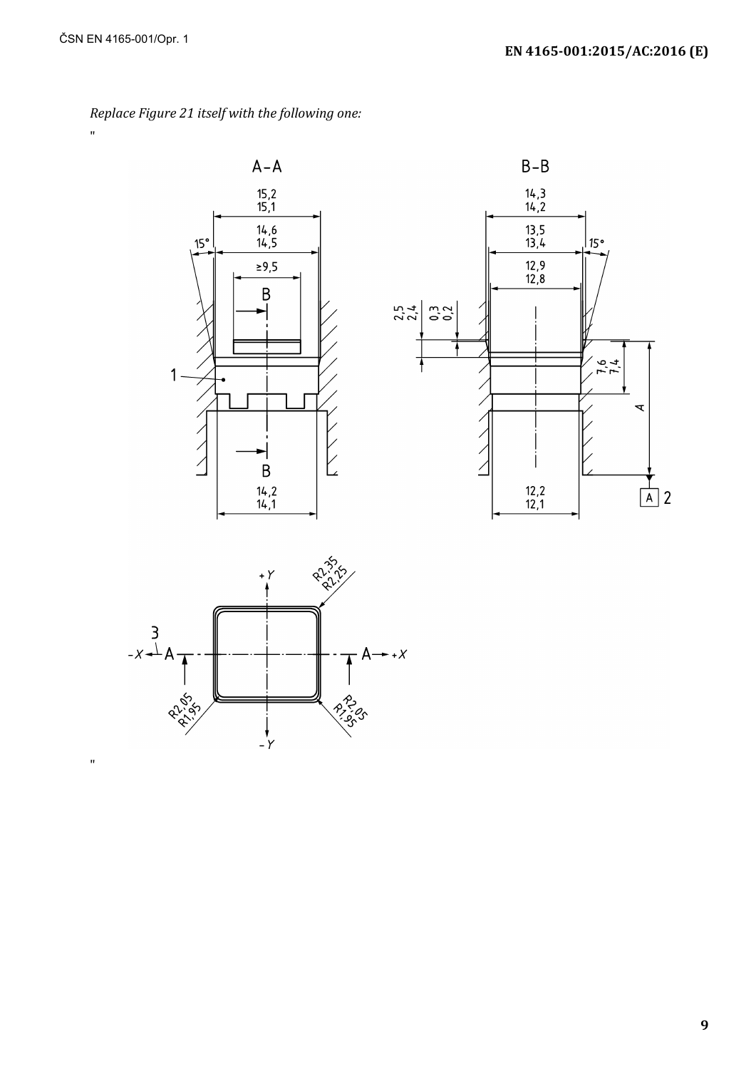*Replace Figure 21 itself with the following one:*

"

"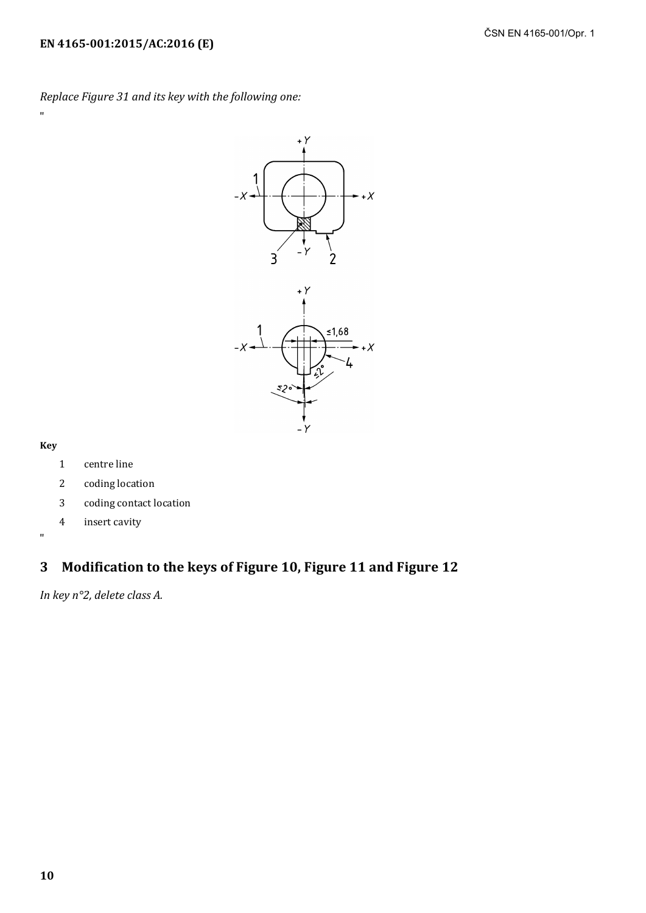*Replace Figure 31 and its key with the following one:*

"

**Key**

1 centre line

2 coding location

3 coding contact location

4 insert cavity

"

## 3 Modification to the keys of Figure 10, Figure 11 and Figure 12

*In key n°2, delete class A.*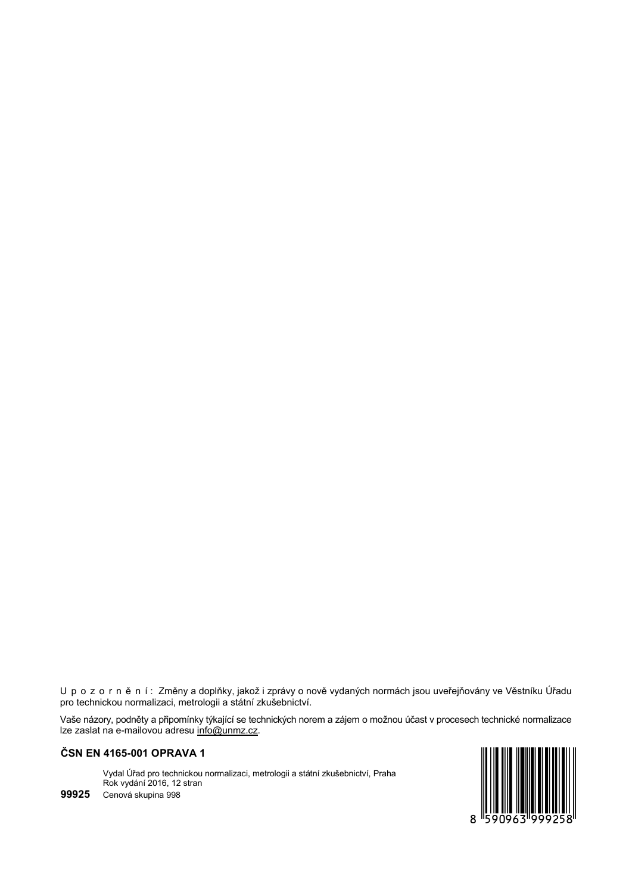U p o z o r n ě n í : Změny a doplňky, jakož i zprávy o nově vydaných normách jsou uveřejňovány ve Věstníku Úřadu pro technickou normalizaci, metrologii a státní zkušebnictví.

Vaše názory, podněty a připomínky týkající se technických norem a zájem o možnou účast v procesech technické normalizace lze zaslat na e-mailovou adresu info@unmz.cz.

**ČSN EN 4165-001 OPRAVA 1**

Vydal Úřad pro technickou normalizaci, metrologii a státní zkušebnictví, Praha
Rok vydání 2016, 12 stran

**99925** Cenová skupina 998

8 590963 999258